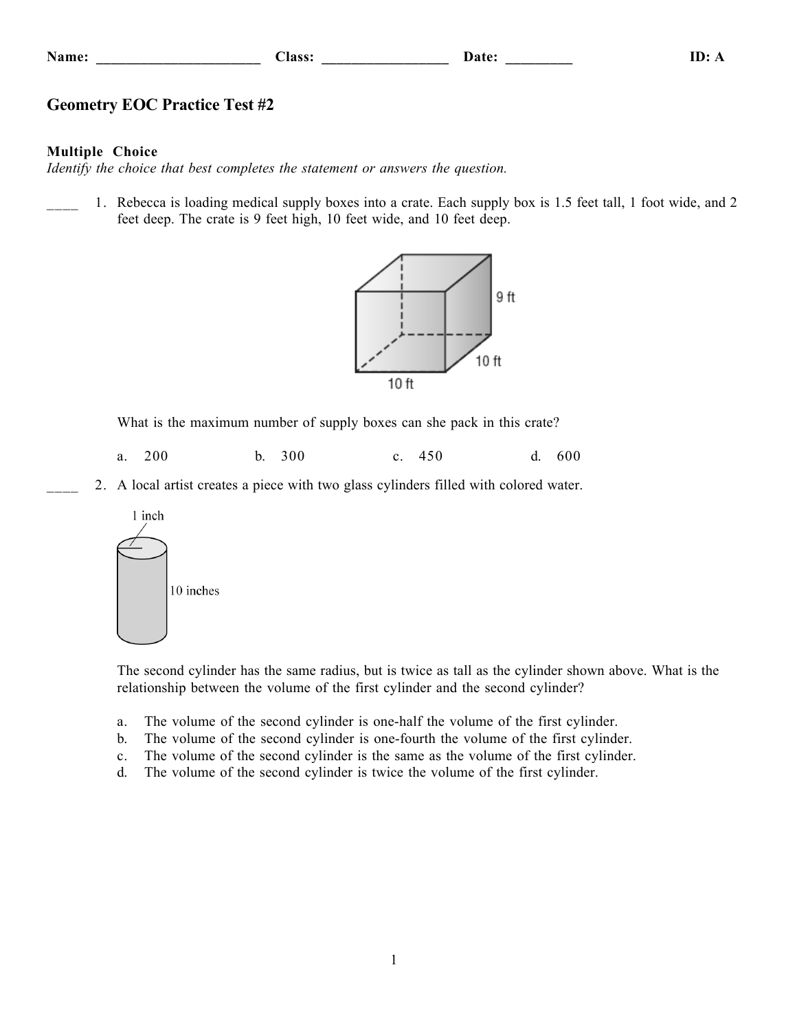Name: ______________________ Class: _________________ Date: _________ ID: A

# Geometry EOC Practice Test #2

**Multiple Choice**
*Identify the choice that best completes the statement or answers the question.*

____ 1. Rebecca is loading medical supply boxes into a crate. Each supply box is 1.5 feet tall, 1 foot wide, and 2 feet deep. The crate is 9 feet high, 10 feet wide, and 10 feet deep.

9 ft

10 ft

10 ft

What is the maximum number of supply boxes can she pack in this crate?

a. 200 b. 300 c. 450 d. 600

____ 2. A local artist creates a piece with two glass cylinders filled with colored water.

1 inch

10 inches

The second cylinder has the same radius, but is twice as tall as the cylinder shown above. What is the relationship between the volume of the first cylinder and the second cylinder?

a. The volume of the second cylinder is one-half the volume of the first cylinder.
b. The volume of the second cylinder is one-fourth the volume of the first cylinder.
c. The volume of the second cylinder is the same as the volume of the first cylinder.
d. The volume of the second cylinder is twice the volume of the first cylinder.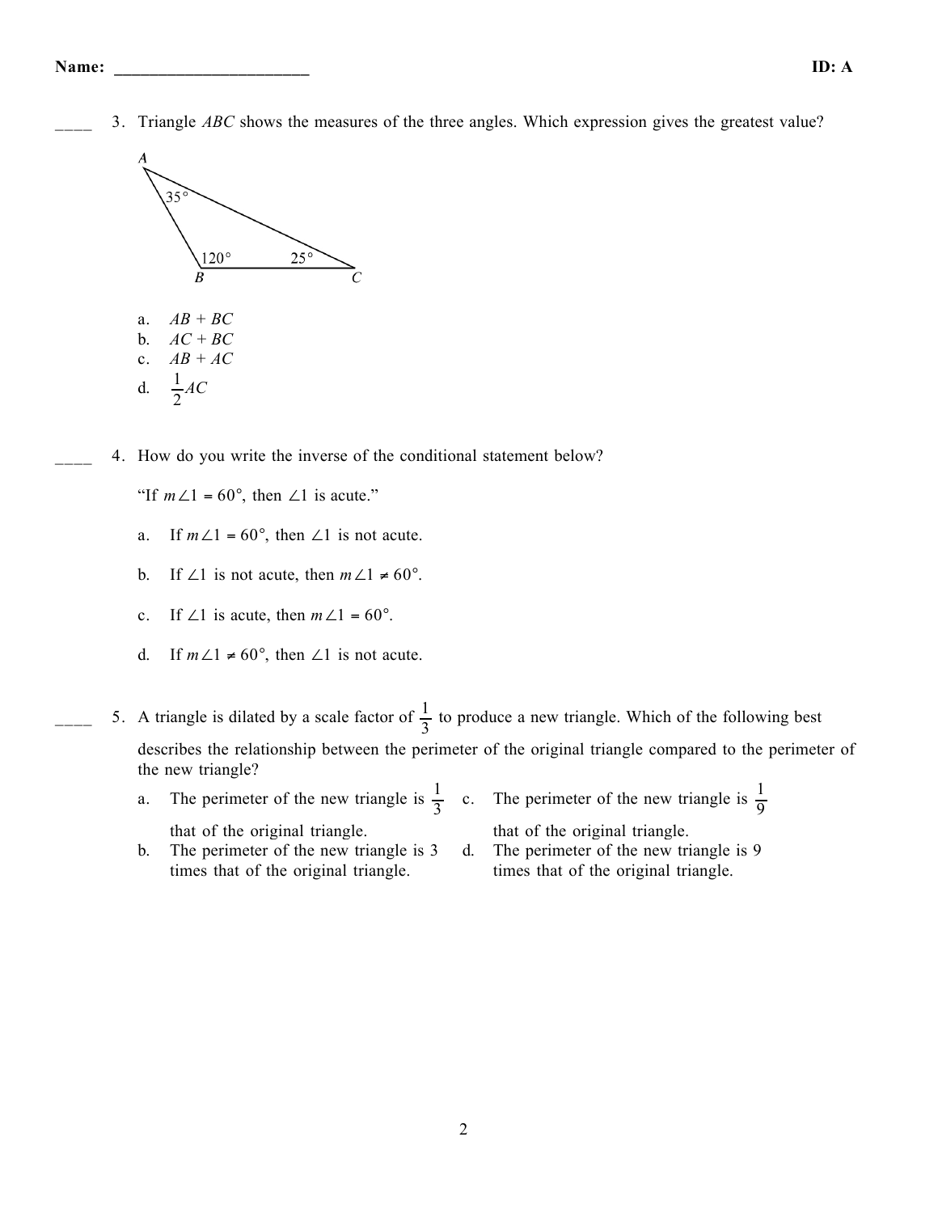Name: ______________________ ID: A

____ 3. Triangle *ABC* shows the measures of the three angles. Which expression gives the greatest value?

A 35°, B 120°, C 25°

a. $AB + BC$
b. $AC + BC$
c. $AB + AC$
d. $\frac{1}{2}AC$

____ 4. How do you write the inverse of the conditional statement below?

"If $m\angle 1 = 60°$, then $\angle 1$ is acute."

a. If $m\angle 1 = 60°$, then $\angle 1$ is not acute.

b. If $\angle 1$ is not acute, then $m\angle 1 \neq 60°$.

c. If $\angle 1$ is acute, then $m\angle 1 = 60°$.

d. If $m\angle 1 \neq 60°$, then $\angle 1$ is not acute.

____ 5. A triangle is dilated by a scale factor of $\frac{1}{3}$ to produce a new triangle. Which of the following best describes the relationship between the perimeter of the original triangle compared to the perimeter of the new triangle?

a. The perimeter of the new triangle is $\frac{1}{3}$ that of the original triangle.
b. The perimeter of the new triangle is 3 times that of the original triangle.
c. The perimeter of the new triangle is $\frac{1}{9}$ that of the original triangle.
d. The perimeter of the new triangle is 9 times that of the original triangle.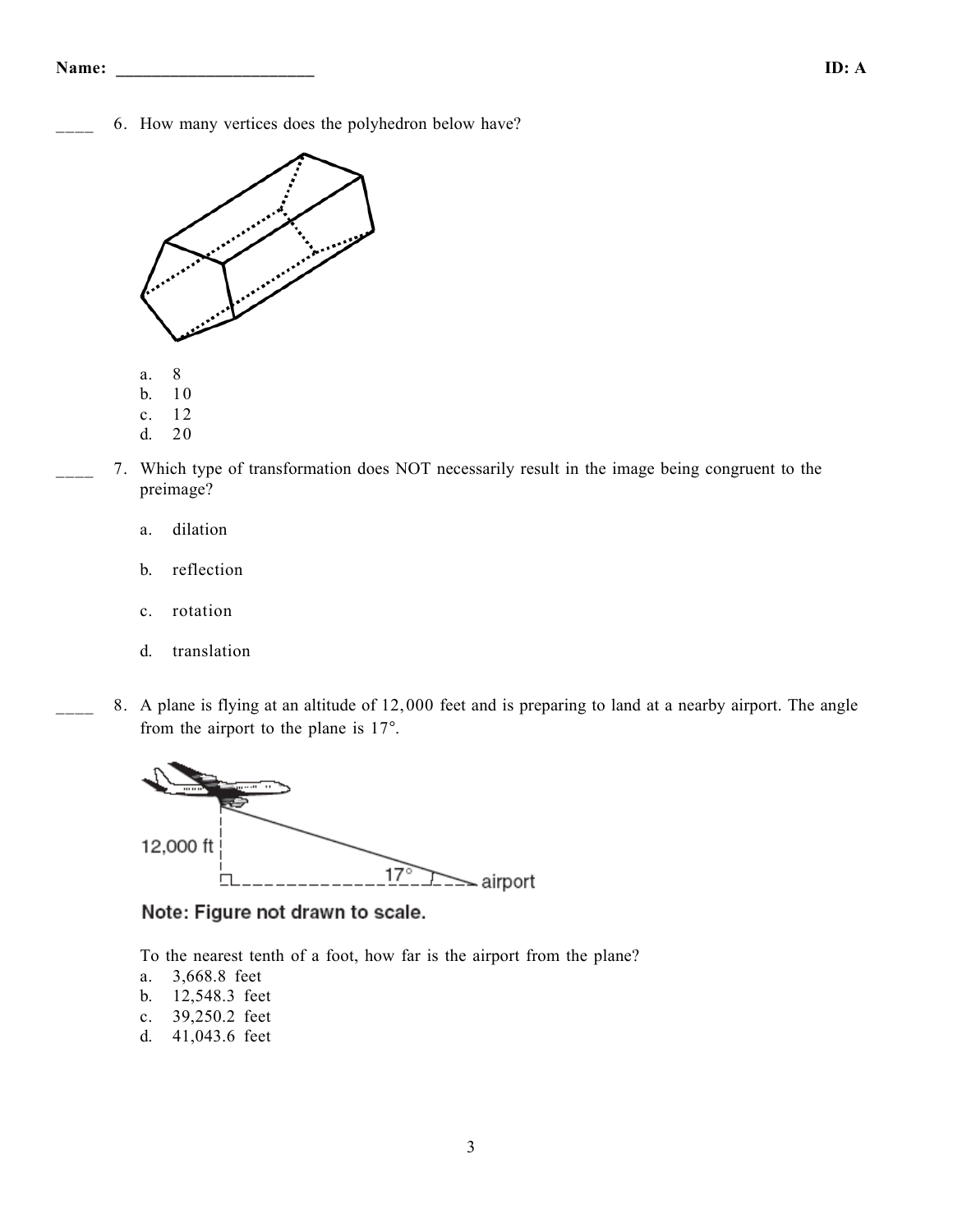____ 6. How many vertices does the polyhedron below have?

a. 8
b. 10
c. 12
d. 20

____ 7. Which type of transformation does NOT necessarily result in the image being congruent to the preimage?

a. dilation

b. reflection

c. rotation

d. translation

____ 8. A plane is flying at an altitude of 12,000 feet and is preparing to land at a nearby airport. The angle from the airport to the plane is 17°.

12,000 ft

17°

airport

**Note: Figure not drawn to scale.**

To the nearest tenth of a foot, how far is the airport from the plane?

a. 3,668.8 feet
b. 12,548.3 feet
c. 39,250.2 feet
d. 41,043.6 feet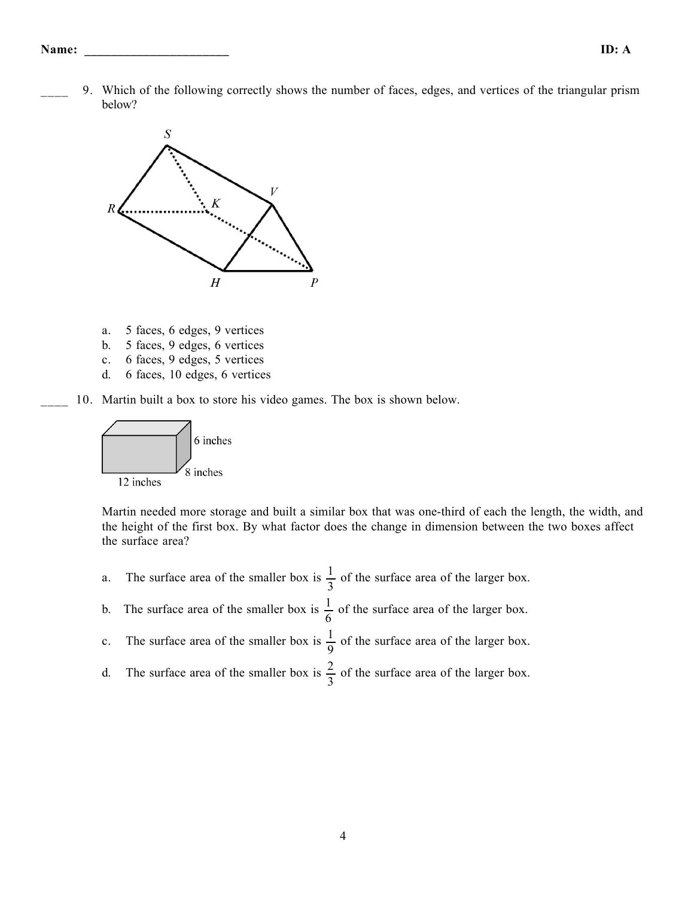Name: ______________________ ID: A

____ 9. Which of the following correctly shows the number of faces, edges, and vertices of the triangular prism below?

a. 5 faces, 6 edges, 9 vertices
b. 5 faces, 9 edges, 6 vertices
c. 6 faces, 9 edges, 5 vertices
d. 6 faces, 10 edges, 6 vertices

____ 10. Martin built a box to store his video games. The box is shown below.

Martin needed more storage and built a similar box that was one-third of each the length, the width, and the height of the first box. By what factor does the change in dimension between the two boxes affect the surface area?

a. The surface area of the smaller box is $\frac{1}{3}$ of the surface area of the larger box.
b. The surface area of the smaller box is $\frac{1}{6}$ of the surface area of the larger box.
c. The surface area of the smaller box is $\frac{1}{9}$ of the surface area of the larger box.
d. The surface area of the smaller box is $\frac{2}{3}$ of the surface area of the larger box.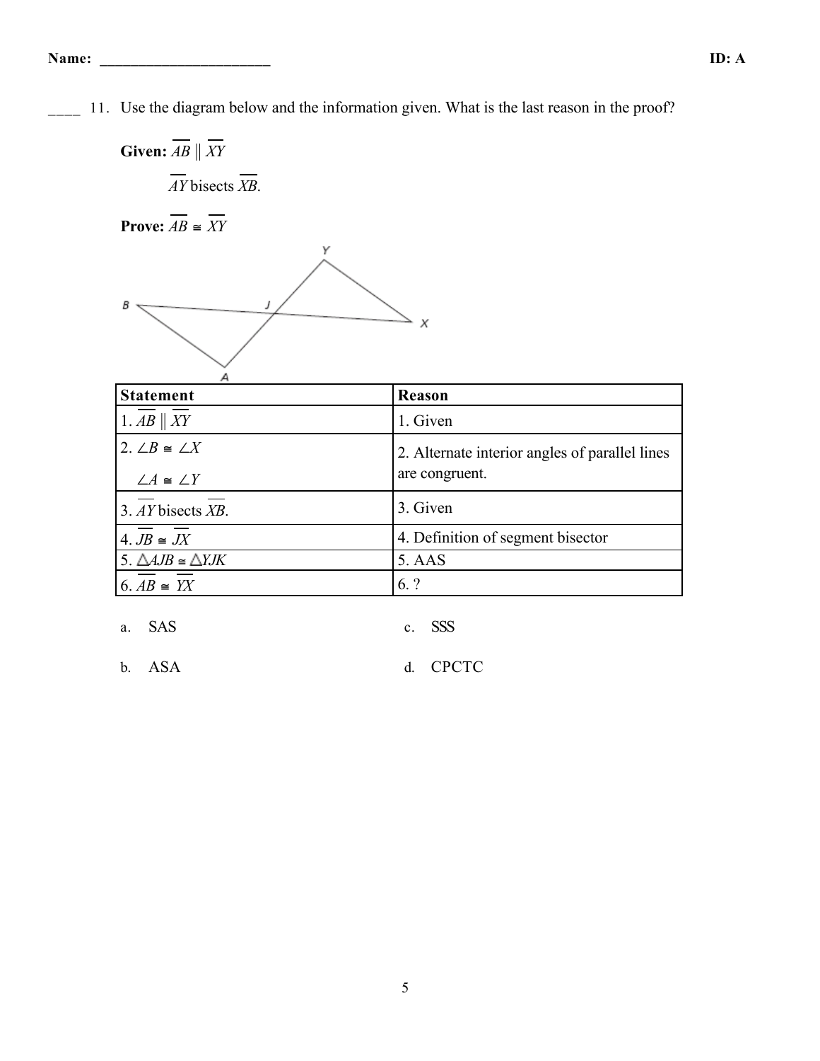Name: ______________________ ID: A

____ 11. Use the diagram below and the information given. What is the last reason in the proof?

**Given:** $\overline{AB} \parallel \overline{XY}$

$\overline{AY}$ bisects $\overline{XB}$.

**Prove:** $\overline{AB} \cong \overline{XY}$

| Statement | Reason |
|---|---|
| 1. $\overline{AB} \parallel \overline{XY}$ | 1. Given |
| 2. $\angle B \cong \angle X$ <br> $\angle A \cong \angle Y$ | 2. Alternate interior angles of parallel lines are congruent. |
| 3. $\overline{AY}$ bisects $\overline{XB}$. | 3. Given |
| 4. $\overline{JB} \cong \overline{JX}$ | 4. Definition of segment bisector |
| 5. $\triangle AJB \cong \triangle YJK$ | 5. AAS |
| 6. $\overline{AB} \cong \overline{YX}$ | 6. ? |

a. SAS

b. ASA

c. SSS

d. CPCTC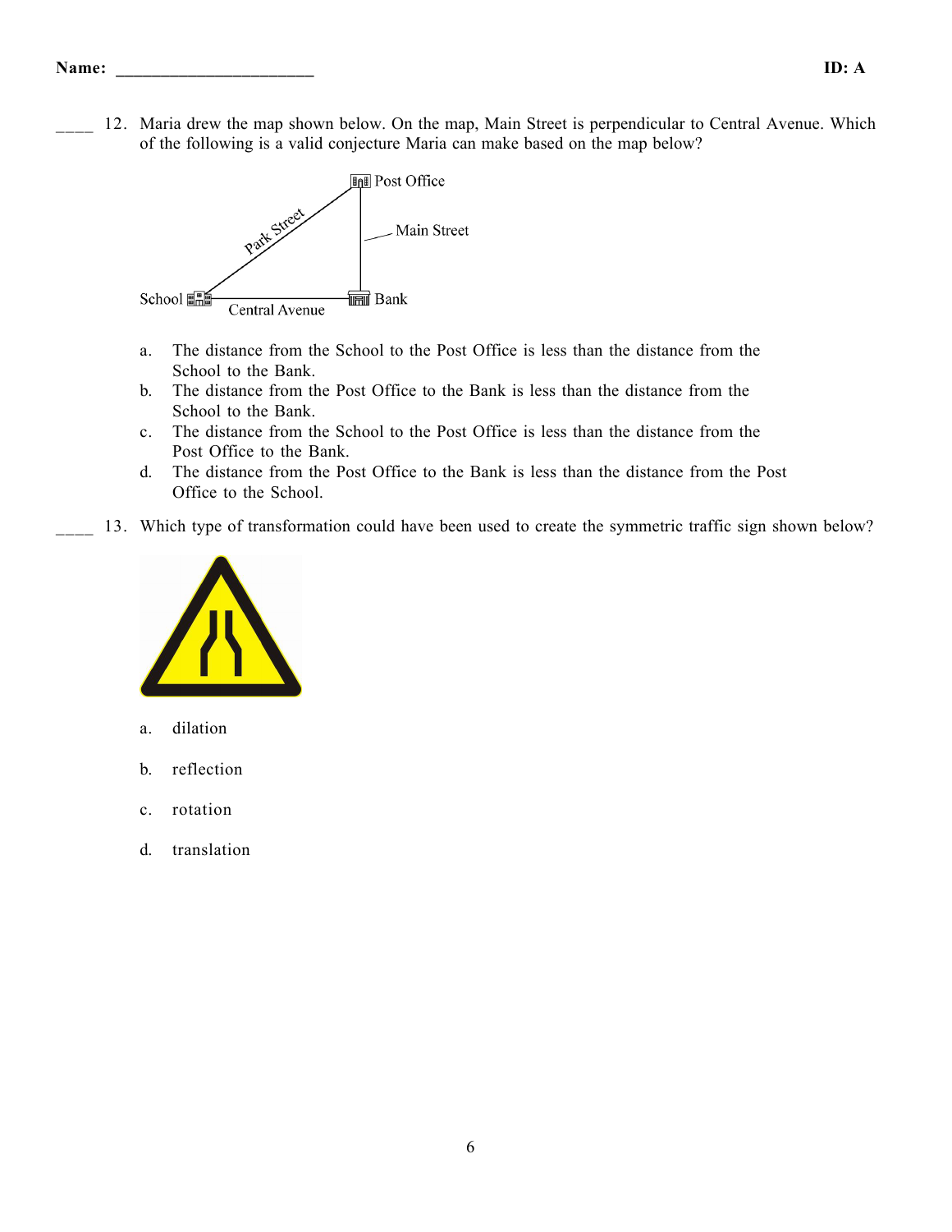Name: ______________________ ID: A

____ 12. Maria drew the map shown below. On the map, Main Street is perpendicular to Central Avenue. Which of the following is a valid conjecture Maria can make based on the map below?

a. The distance from the School to the Post Office is less than the distance from the School to the Bank.
b. The distance from the Post Office to the Bank is less than the distance from the School to the Bank.
c. The distance from the School to the Post Office is less than the distance from the Post Office to the Bank.
d. The distance from the Post Office to the Bank is less than the distance from the Post Office to the School.

____ 13. Which type of transformation could have been used to create the symmetric traffic sign shown below?

a. dilation

b. reflection

c. rotation

d. translation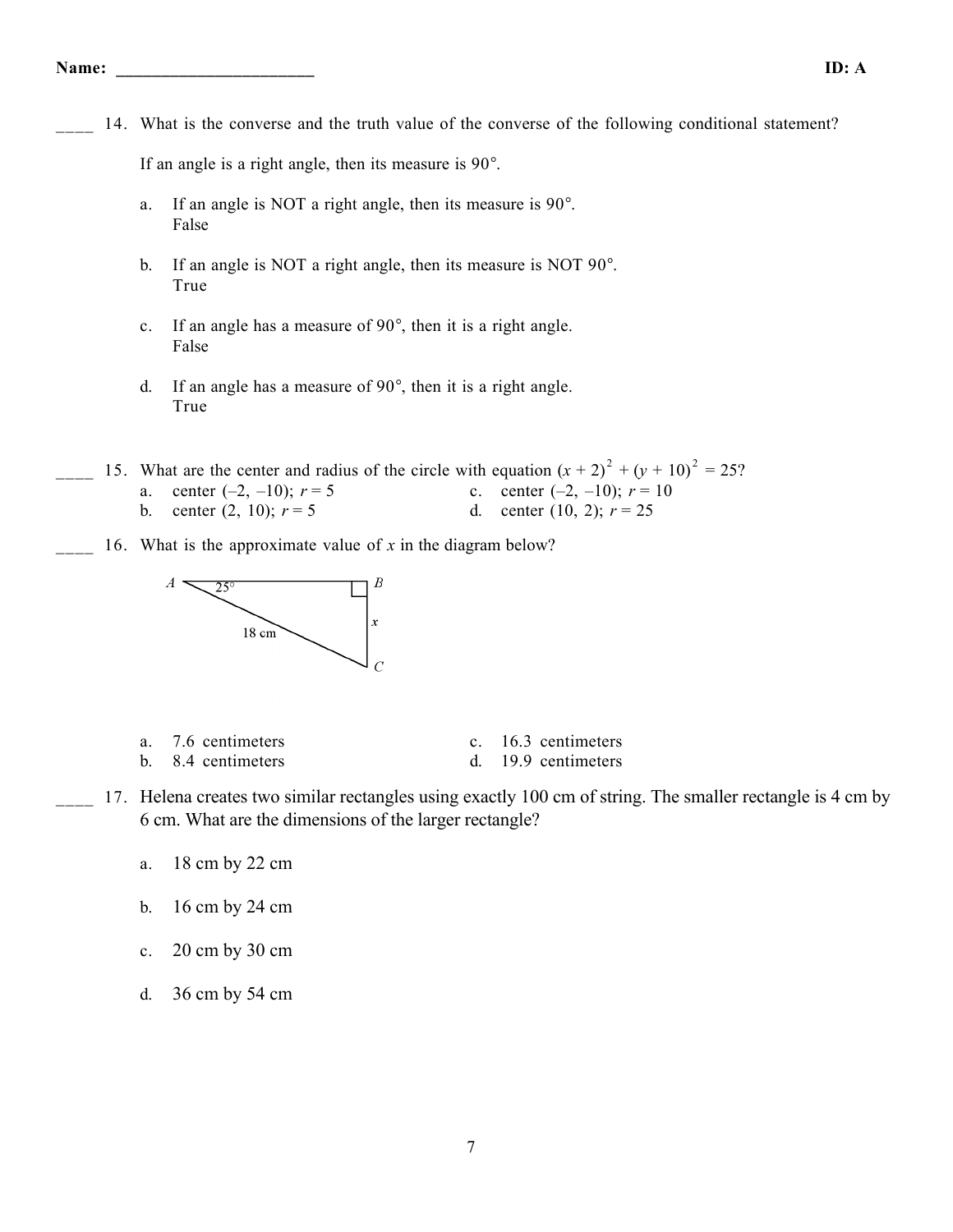Name: ______________________ ID: A

____ 14. What is the converse and the truth value of the converse of the following conditional statement?

If an angle is a right angle, then its measure is 90°.

a. If an angle is NOT a right angle, then its measure is 90°.
   False

b. If an angle is NOT a right angle, then its measure is NOT 90°.
   True

c. If an angle has a measure of 90°, then it is a right angle.
   False

d. If an angle has a measure of 90°, then it is a right angle.
   True

____ 15. What are the center and radius of the circle with equation $(x + 2)^2 + (y + 10)^2 = 25$?

a. center (–2, –10); $r = 5$
b. center (2, 10); $r = 5$
c. center (–2, –10); $r = 10$
d. center (10, 2); $r = 25$

____ 16. What is the approximate value of $x$ in the diagram below?

(Diagram: right triangle $ABC$ with right angle at $B$, angle $A = 25°$, hypotenuse $AC = 18$ cm, side $BC = x$)

a. 7.6 centimeters
b. 8.4 centimeters
c. 16.3 centimeters
d. 19.9 centimeters

____ 17. Helena creates two similar rectangles using exactly 100 cm of string. The smaller rectangle is 4 cm by 6 cm. What are the dimensions of the larger rectangle?

a. 18 cm by 22 cm

b. 16 cm by 24 cm

c. 20 cm by 30 cm

d. 36 cm by 54 cm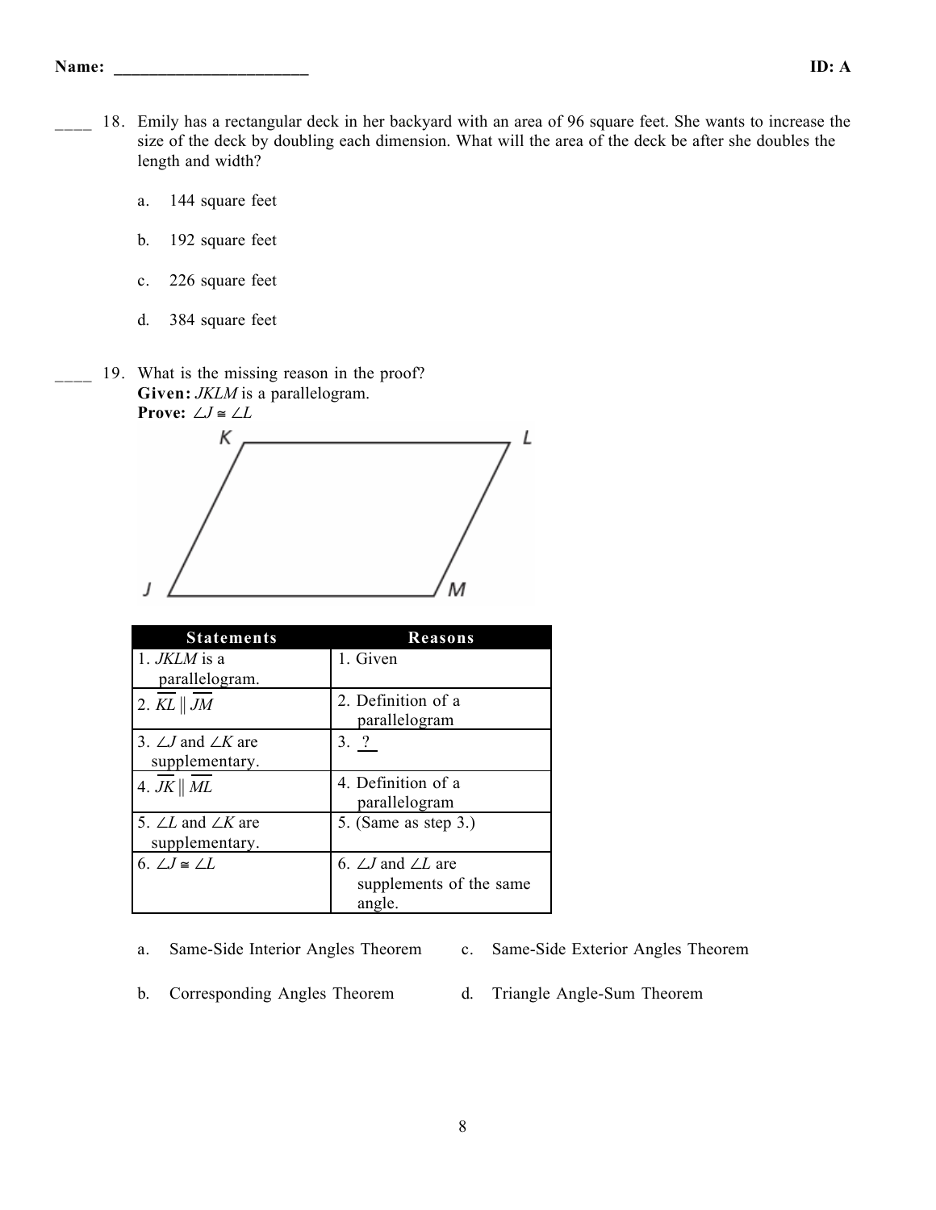Name: ______________________ ID: A

____ 18. Emily has a rectangular deck in her backyard with an area of 96 square feet. She wants to increase the size of the deck by doubling each dimension. What will the area of the deck be after she doubles the length and width?

a. 144 square feet

b. 192 square feet

c. 226 square feet

d. 384 square feet

____ 19. What is the missing reason in the proof?
**Given:** *JKLM* is a parallelogram.
**Prove:** $\angle J \cong \angle L$

| Statements | Reasons |
|---|---|
| 1. *JKLM* is a parallelogram. | 1. Given |
| 2. $\overline{KL} \parallel \overline{JM}$ | 2. Definition of a parallelogram |
| 3. $\angle J$ and $\angle K$ are supplementary. | 3. ? |
| 4. $\overline{JK} \parallel \overline{ML}$ | 4. Definition of a parallelogram |
| 5. $\angle L$ and $\angle K$ are supplementary. | 5. (Same as step 3.) |
| 6. $\angle J \cong \angle L$ | 6. $\angle J$ and $\angle L$ are supplements of the same angle. |

a. Same-Side Interior Angles Theorem

b. Corresponding Angles Theorem

c. Same-Side Exterior Angles Theorem

d. Triangle Angle-Sum Theorem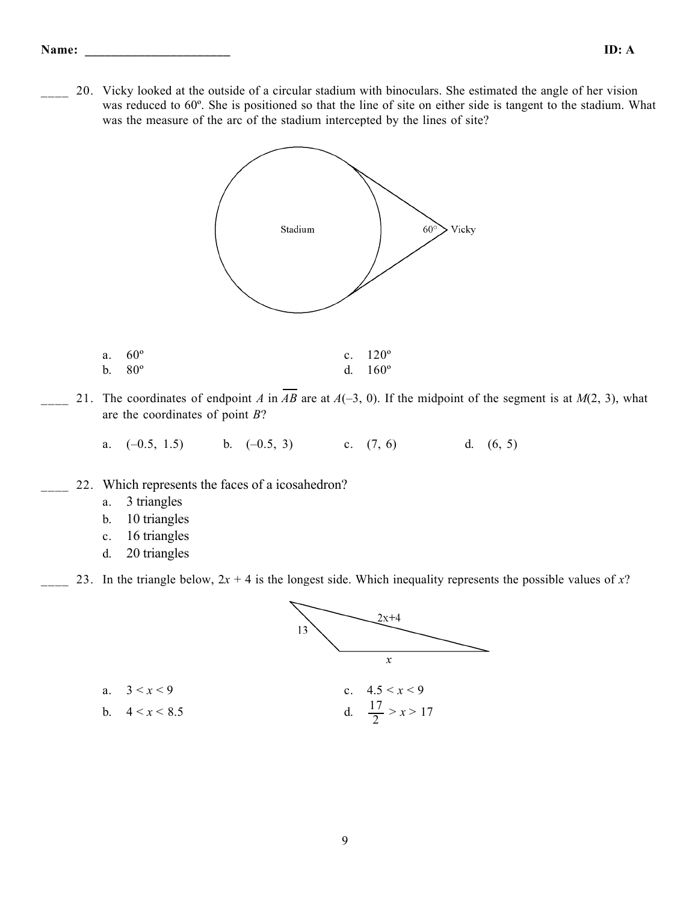Name: ______________________ ID: A

____ 20. Vicky looked at the outside of a circular stadium with binoculars. She estimated the angle of her vision was reduced to 60º. She is positioned so that the line of site on either side is tangent to the stadium. What was the measure of the arc of the stadium intercepted by the lines of site?

Stadium 60° Vicky

a. 60º
b. 80º
c. 120º
d. 160º

____ 21. The coordinates of endpoint $A$ in $\overline{AB}$ are at $A(-3, 0)$. If the midpoint of the segment is at $M(2, 3)$, what are the coordinates of point $B$?

a. $(-0.5, 1.5)$ b. $(-0.5, 3)$ c. $(7, 6)$ d. $(6, 5)$

____ 22. Which represents the faces of a icosahedron?

a. 3 triangles
b. 10 triangles
c. 16 triangles
d. 20 triangles

____ 23. In the triangle below, $2x + 4$ is the longest side. Which inequality represents the possible values of $x$?

13, $2x+4$, $x$

a. $3 < x < 9$
b. $4 < x < 8.5$
c. $4.5 < x < 9$
d. $\frac{17}{2} > x > 17$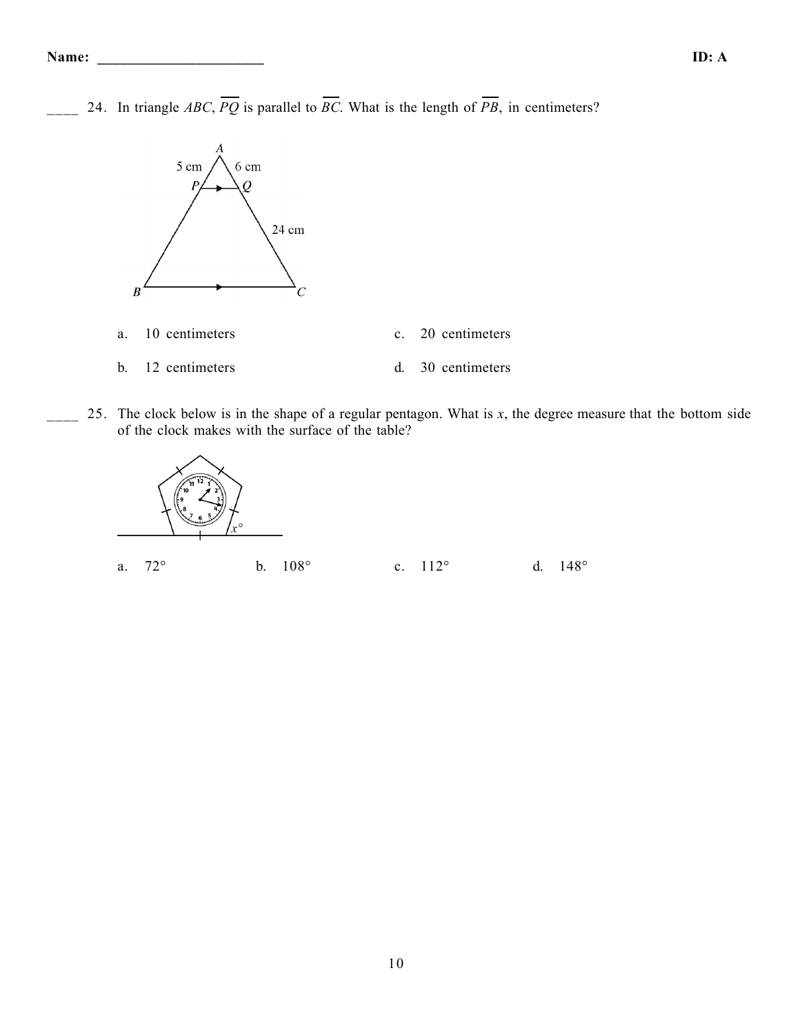____ 24. In triangle $ABC$, $\overline{PQ}$ is parallel to $\overline{BC}$. What is the length of $\overline{PB}$, in centimeters?

a. 10 centimeters

b. 12 centimeters

c. 20 centimeters

d. 30 centimeters

____ 25. The clock below is in the shape of a regular pentagon. What is $x$, the degree measure that the bottom side of the clock makes with the surface of the table?

a. 72°

b. 108°

c. 112°

d. 148°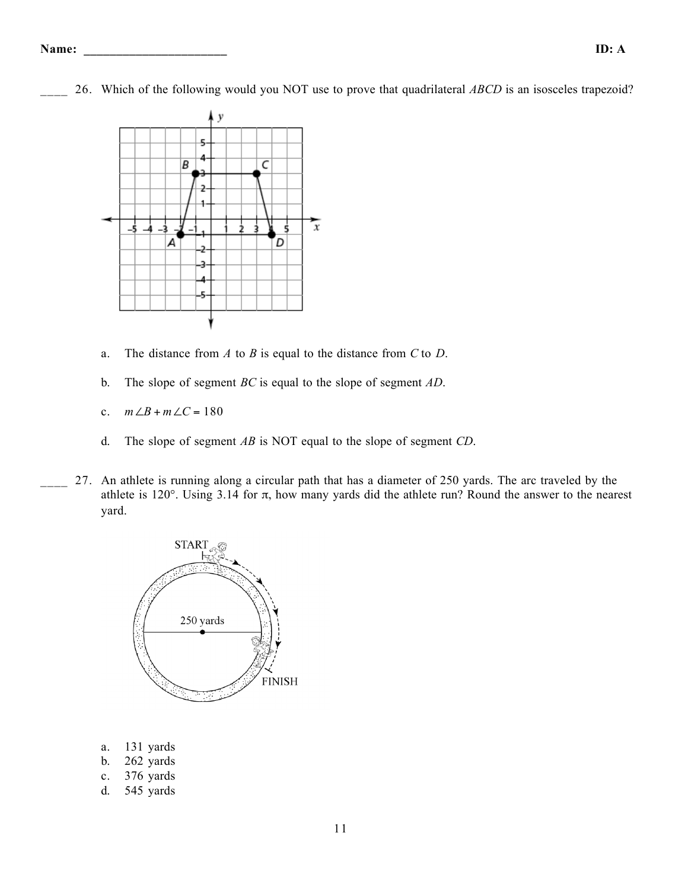**Name: ______________________** **ID: A**

____ 26. Which of the following would you NOT use to prove that quadrilateral $ABCD$ is an isosceles trapezoid?

a. The distance from $A$ to $B$ is equal to the distance from $C$ to $D$.

b. The slope of segment $BC$ is equal to the slope of segment $AD$.

c. $m\angle B + m\angle C = 180$

d. The slope of segment $AB$ is NOT equal to the slope of segment $CD$.

____ 27. An athlete is running along a circular path that has a diameter of 250 yards. The arc traveled by the athlete is 120°. Using 3.14 for $\pi$, how many yards did the athlete run? Round the answer to the nearest yard.

a. 131 yards
b. 262 yards
c. 376 yards
d. 545 yards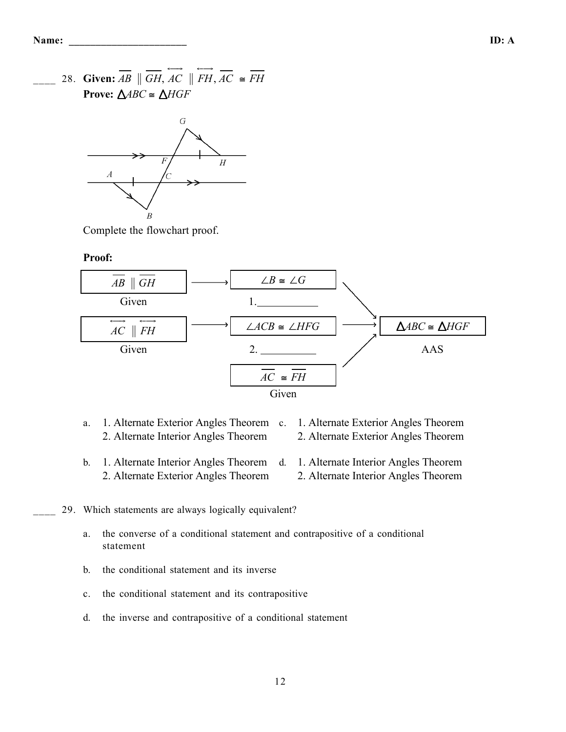**Name:** ______________________ **ID: A**

____ 28. **Given:** $\overline{AB} \parallel \overline{GH}$, $\overleftrightarrow{AC} \parallel \overleftrightarrow{FH}$, $\overline{AC} \cong \overline{FH}$
**Prove:** $\triangle ABC \cong \triangle HGF$

Complete the flowchart proof.

**Proof:**

| Statement | Reason |
|---|---|
| $\overline{AB} \parallel \overline{GH}$ | Given |
| $\overleftrightarrow{AC} \parallel \overleftrightarrow{FH}$ | Given |
| $\angle B \cong \angle G$ | 1.___________ |
| $\angle ACB \cong \angle HFG$ | 2. __________ |
| $\overline{AC} \cong \overline{FH}$ | Given |
| $\triangle ABC \cong \triangle HGF$ | AAS |

a. 1. Alternate Exterior Angles Theorem
   2. Alternate Interior Angles Theorem

b. 1. Alternate Interior Angles Theorem
   2. Alternate Exterior Angles Theorem

c. 1. Alternate Exterior Angles Theorem
   2. Alternate Exterior Angles Theorem

d. 1. Alternate Interior Angles Theorem
   2. Alternate Interior Angles Theorem

____ 29. Which statements are always logically equivalent?

a. the converse of a conditional statement and contrapositive of a conditional statement

b. the conditional statement and its inverse

c. the conditional statement and its contrapositive

d. the inverse and contrapositive of a conditional statement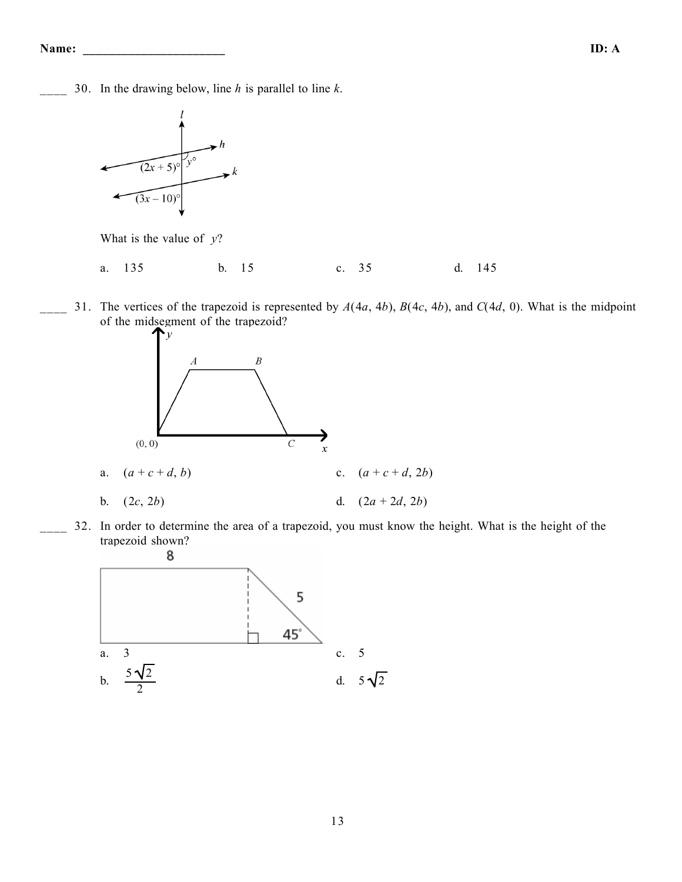____ 30. In the drawing below, line $h$ is parallel to line $k$.

What is the value of $y$?

a. 135  
b. 15  
c. 35  
d. 145

____ 31. The vertices of the trapezoid is represented by $A(4a, 4b)$, $B(4c, 4b)$, and $C(4d, 0)$. What is the midpoint of the midsegment of the trapezoid?

a. $(a + c + d, b)$  
b. $(2c, 2b)$  
c. $(a + c + d, 2b)$  
d. $(2a + 2d, 2b)$

____ 32. In order to determine the area of a trapezoid, you must know the height. What is the height of the trapezoid shown?

a. 3  
b. $\frac{5\sqrt{2}}{2}$  
c. 5  
d. $5\sqrt{2}$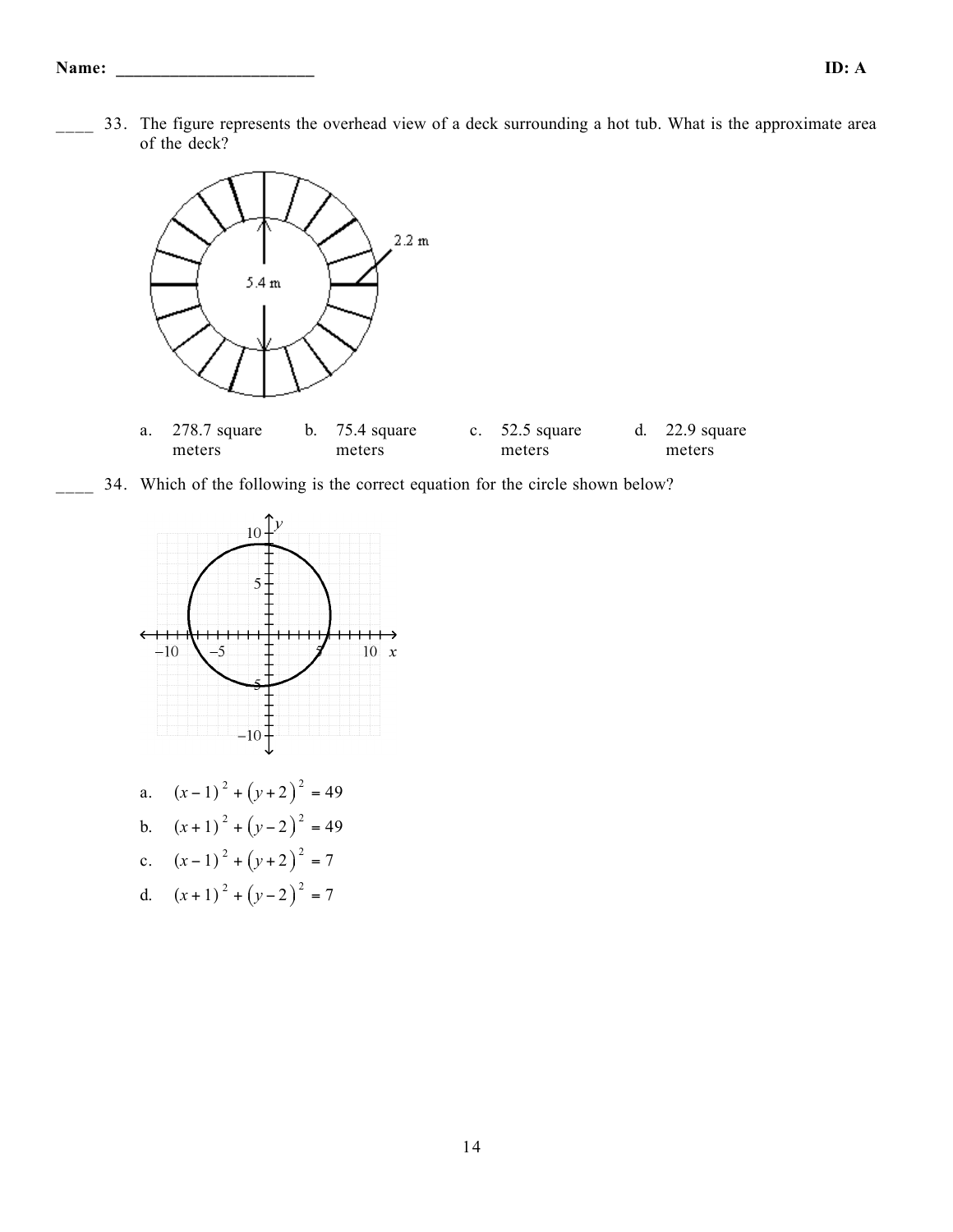____ 33. The figure represents the overhead view of a deck surrounding a hot tub. What is the approximate area of the deck?

a. 278.7 square meters
b. 75.4 square meters
c. 52.5 square meters
d. 22.9 square meters

____ 34. Which of the following is the correct equation for the circle shown below?

a. $(x-1)^2 + (y+2)^2 = 49$

b. $(x+1)^2 + (y-2)^2 = 49$

c. $(x-1)^2 + (y+2)^2 = 7$

d. $(x+1)^2 + (y-2)^2 = 7$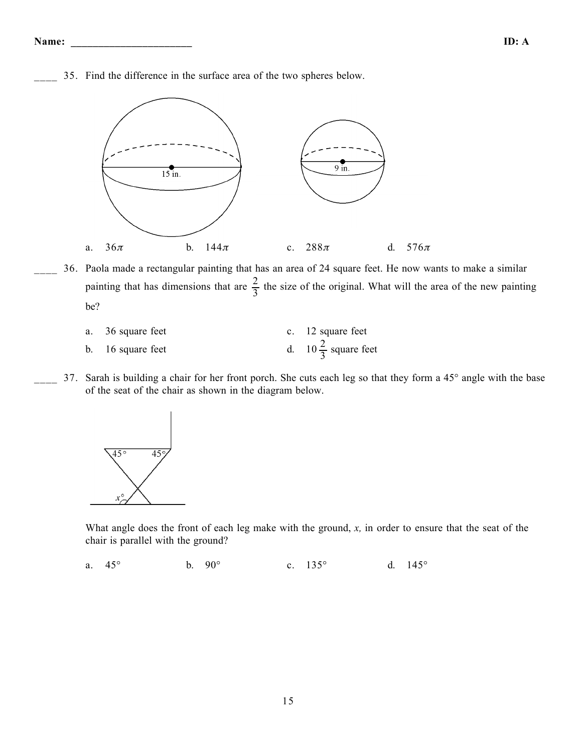Name: ______________________ ID: A

____ 35. Find the difference in the surface area of the two spheres below.

15 in. 9 in.

a. $36\pi$ b. $144\pi$ c. $288\pi$ d. $576\pi$

____ 36. Paola made a rectangular painting that has an area of 24 square feet. He now wants to make a similar painting that has dimensions that are $\frac{2}{3}$ the size of the original. What will the area of the new painting be?

a. 36 square feet
b. 16 square feet
c. 12 square feet
d. $10\frac{2}{3}$ square feet

____ 37. Sarah is building a chair for her front porch. She cuts each leg so that they form a 45° angle with the base of the seat of the chair as shown in the diagram below.

45° 45° $x$°

What angle does the front of each leg make with the ground, *x,* in order to ensure that the seat of the chair is parallel with the ground?

a. 45° b. 90° c. 135° d. 145°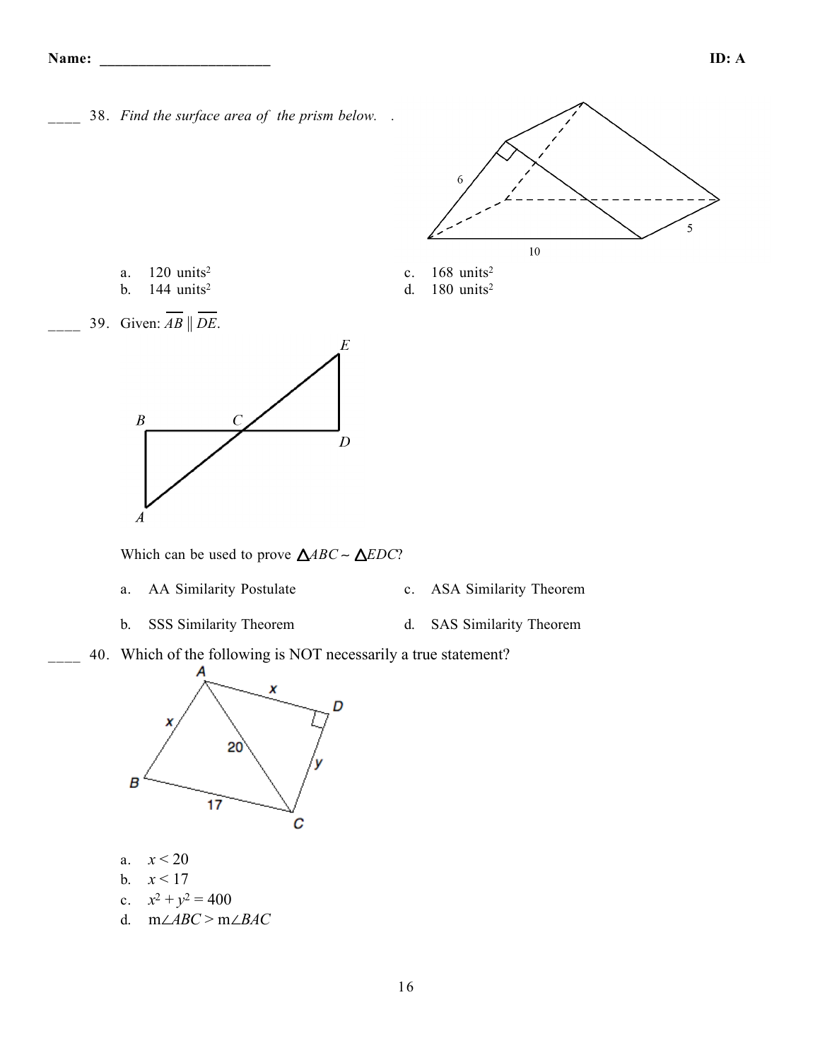Name: ______________________ ID: A

____ 38. *Find the surface area of the prism below.* .

a. 120 units$^2$
b. 144 units$^2$
c. 168 units$^2$
d. 180 units$^2$

____ 39. Given: $\overline{AB} \parallel \overline{DE}$.

Which can be used to prove $\triangle ABC \sim \triangle EDC$?

a. AA Similarity Postulate
b. SSS Similarity Theorem
c. ASA Similarity Theorem
d. SAS Similarity Theorem

____ 40. Which of the following is NOT necessarily a true statement?

a. $x < 20$
b. $x < 17$
c. $x^2 + y^2 = 400$
d. $m\angle ABC > m\angle BAC$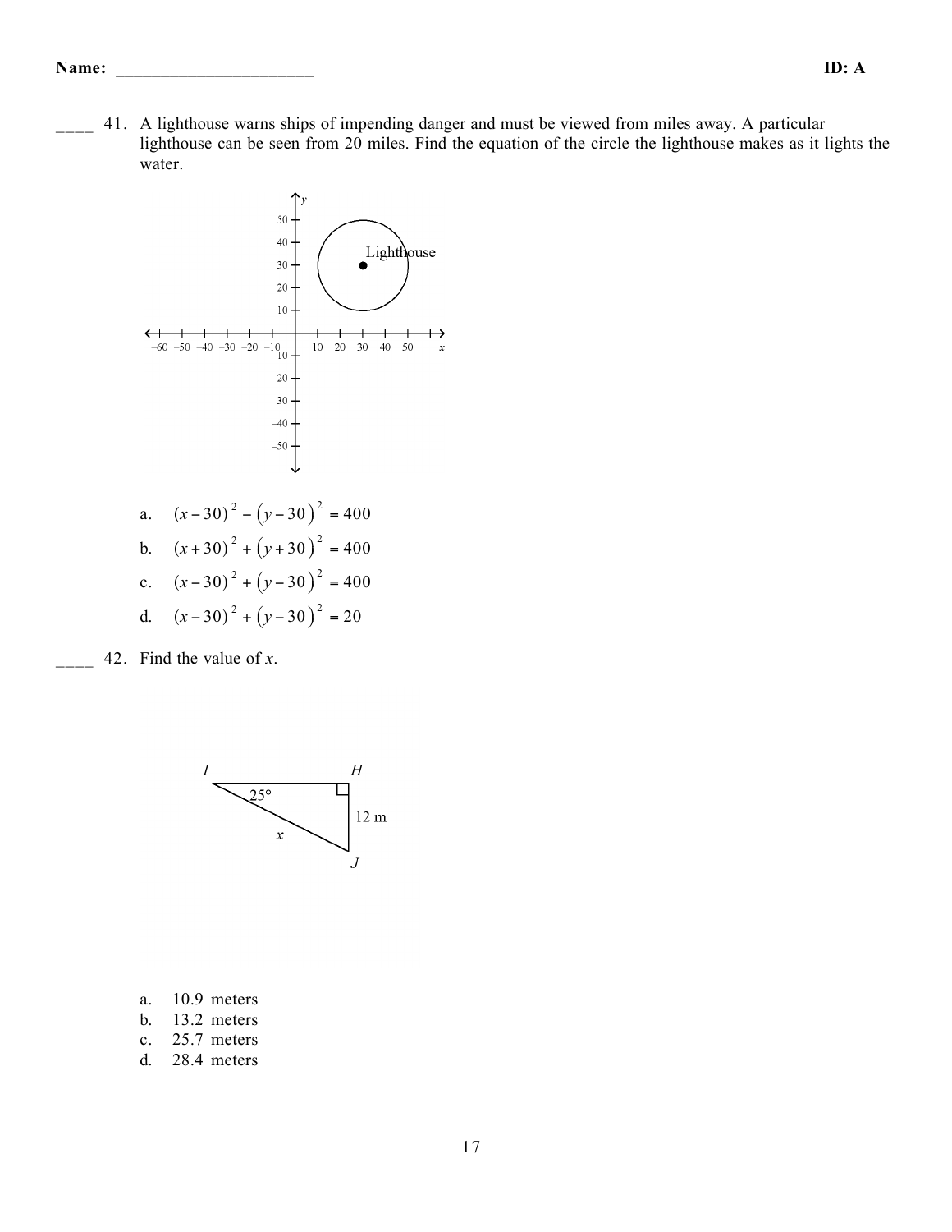____ 41. A lighthouse warns ships of impending danger and must be viewed from miles away. A particular lighthouse can be seen from 20 miles. Find the equation of the circle the lighthouse makes as it lights the water.

a. $(x-30)^2 - (y-30)^2 = 400$
b. $(x+30)^2 + (y+30)^2 = 400$
c. $(x-30)^2 + (y-30)^2 = 400$
d. $(x-30)^2 + (y-30)^2 = 20$

____ 42. Find the value of $x$.

a. 10.9 meters
b. 13.2 meters
c. 25.7 meters
d. 28.4 meters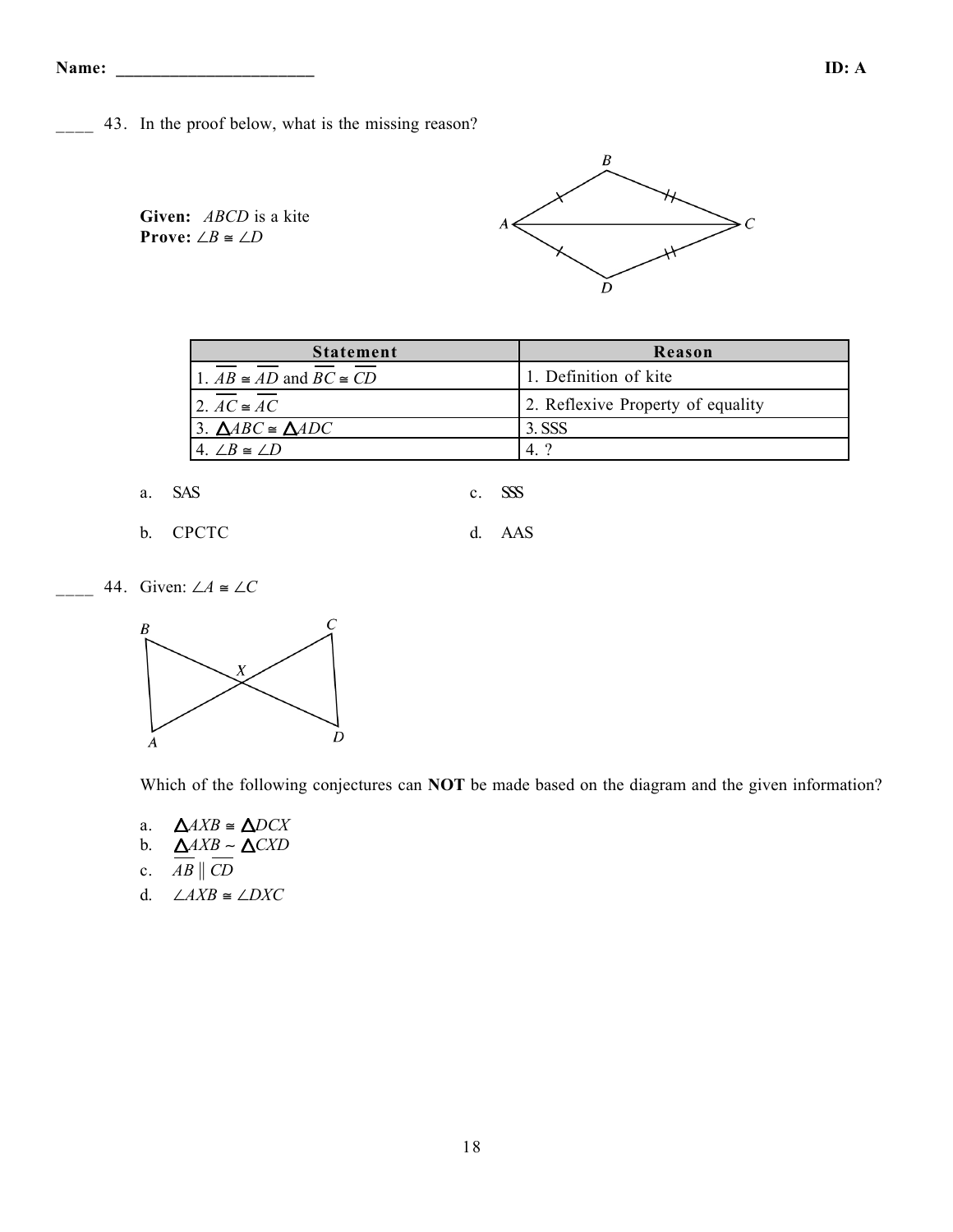Name: ______________________ **ID: A**

____ 43. In the proof below, what is the missing reason?

**Given:** *ABCD* is a kite
**Prove:** $\angle B \cong \angle D$

| Statement | Reason |
|---|---|
| 1. $\overline{AB} \cong \overline{AD}$ and $\overline{BC} \cong \overline{CD}$ | 1. Definition of kite |
| 2. $\overline{AC} \cong \overline{AC}$ | 2. Reflexive Property of equality |
| 3. $\triangle ABC \cong \triangle ADC$ | 3. SSS |
| 4. $\angle B \cong \angle D$ | 4. ? |

a. SAS
b. CPCTC
c. SSS
d. AAS

____ 44. Given: $\angle A \cong \angle C$

Which of the following conjectures can **NOT** be made based on the diagram and the given information?

a. $\triangle AXB \cong \triangle DCX$
b. $\triangle AXB \sim \triangle CXD$
c. $\overline{AB} \parallel \overline{CD}$
d. $\angle AXB \cong \angle DXC$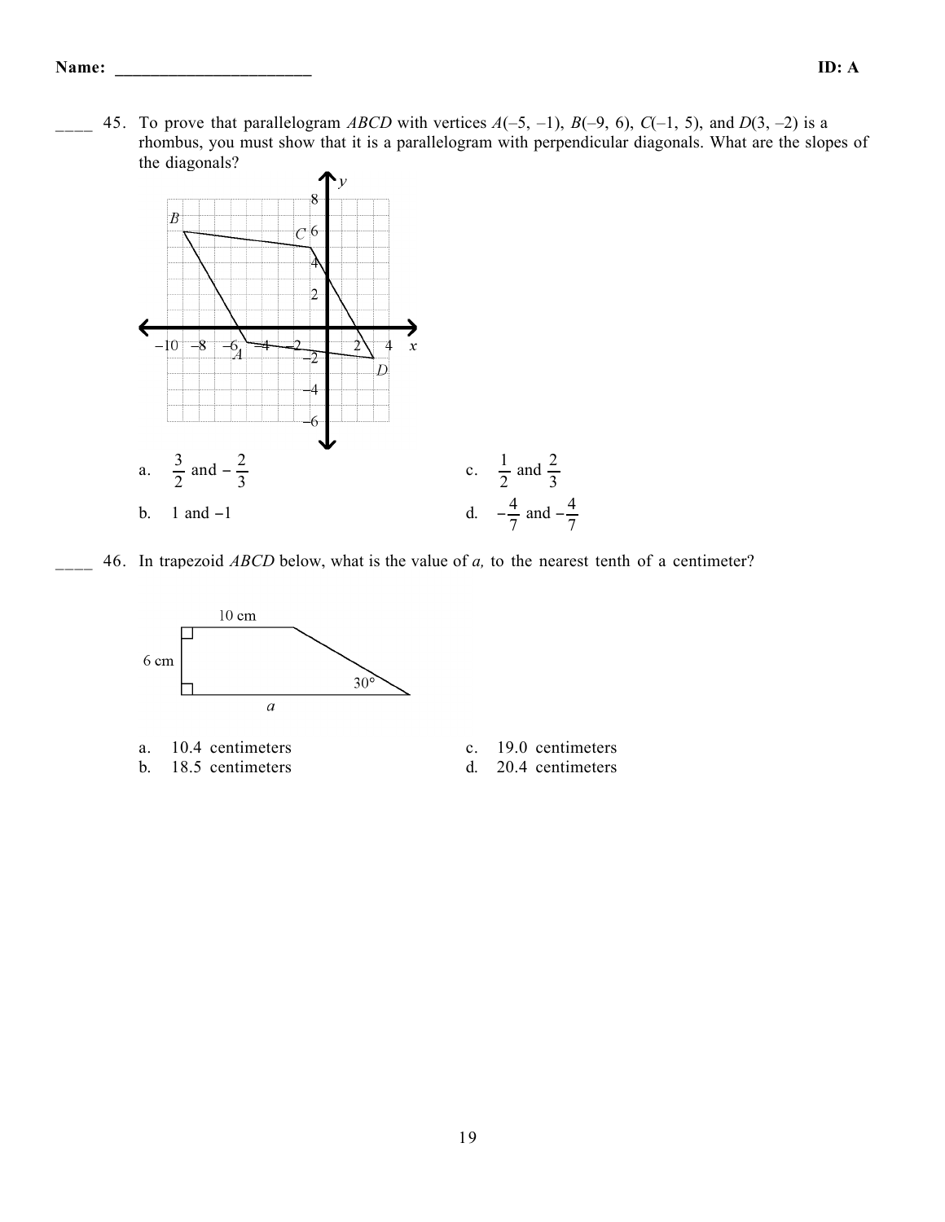**Name:** ______________________ **ID: A**

____ 45. To prove that parallelogram *ABCD* with vertices $A(-5, -1)$, $B(-9, 6)$, $C(-1, 5)$, and $D(3, -2)$ is a rhombus, you must show that it is a parallelogram with perpendicular diagonals. What are the slopes of the diagonals?

a. $\frac{3}{2}$ and $-\frac{2}{3}$

b. $1$ and $-1$

c. $\frac{1}{2}$ and $\frac{2}{3}$

d. $-\frac{4}{7}$ and $-\frac{4}{7}$

____ 46. In trapezoid *ABCD* below, what is the value of *a,* to the nearest tenth of a centimeter?

a. 10.4 centimeters

b. 18.5 centimeters

c. 19.0 centimeters

d. 20.4 centimeters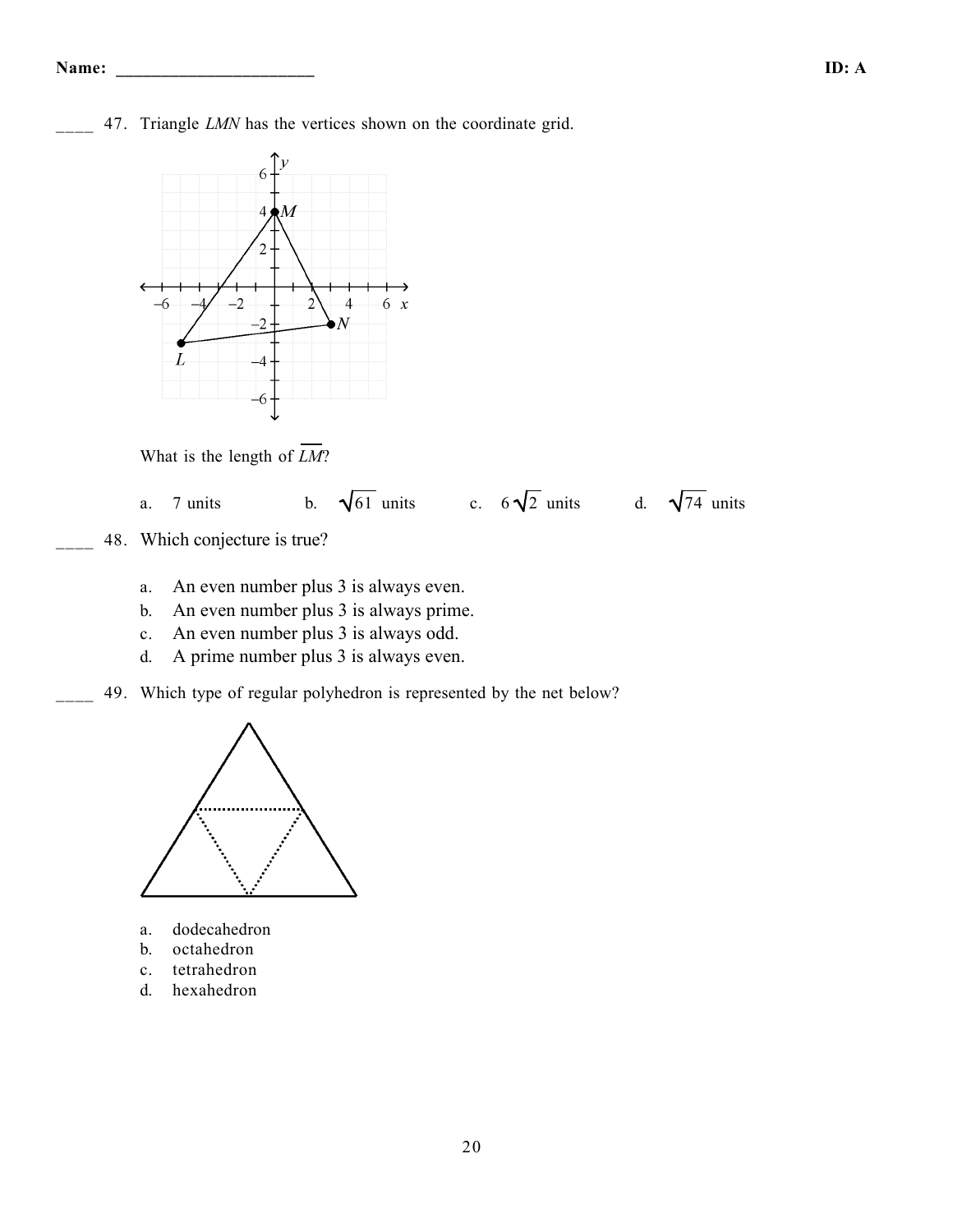____ 47. Triangle $LMN$ has the vertices shown on the coordinate grid.

What is the length of $\overline{LM}$?

a. 7 units b. $\sqrt{61}$ units c. $6\sqrt{2}$ units d. $\sqrt{74}$ units

____ 48. Which conjecture is true?

a. An even number plus 3 is always even.
b. An even number plus 3 is always prime.
c. An even number plus 3 is always odd.
d. A prime number plus 3 is always even.

____ 49. Which type of regular polyhedron is represented by the net below?

a. dodecahedron
b. octahedron
c. tetrahedron
d. hexahedron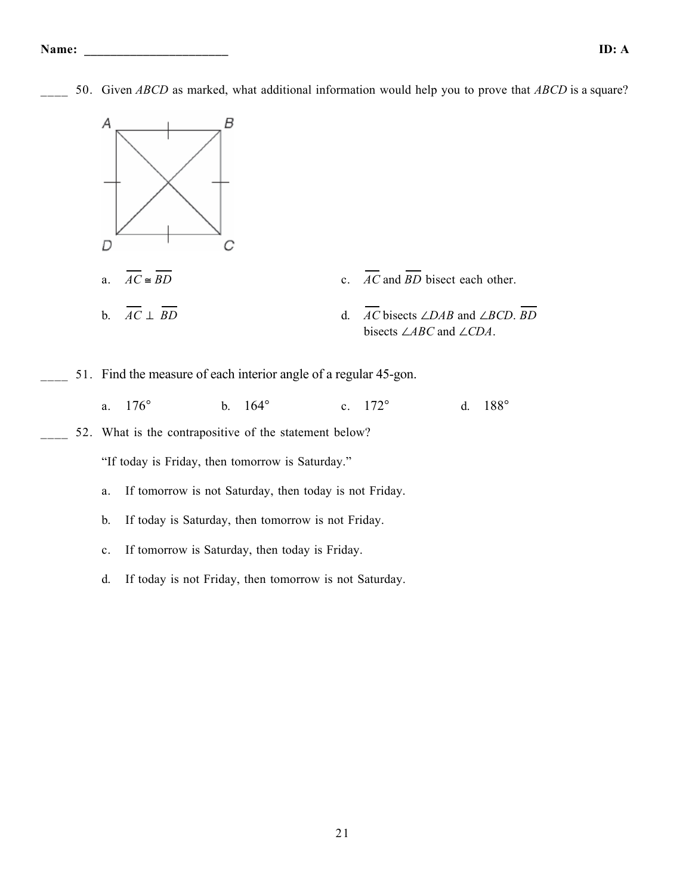Name: ______________________ ID: A

____ 50. Given *ABCD* as marked, what additional information would help you to prove that *ABCD* is a square?

a. $\overline{AC} \cong \overline{BD}$

b. $\overline{AC} \perp \overline{BD}$

c. $\overline{AC}$ and $\overline{BD}$ bisect each other.

d. $\overline{AC}$ bisects $\angle DAB$ and $\angle BCD$. $\overline{BD}$ bisects $\angle ABC$ and $\angle CDA$.

____ 51. Find the measure of each interior angle of a regular 45-gon.

a. 176° b. 164° c. 172° d. 188°

____ 52. What is the contrapositive of the statement below?

"If today is Friday, then tomorrow is Saturday."

a. If tomorrow is not Saturday, then today is not Friday.

b. If today is Saturday, then tomorrow is not Friday.

c. If tomorrow is Saturday, then today is Friday.

d. If today is not Friday, then tomorrow is not Saturday.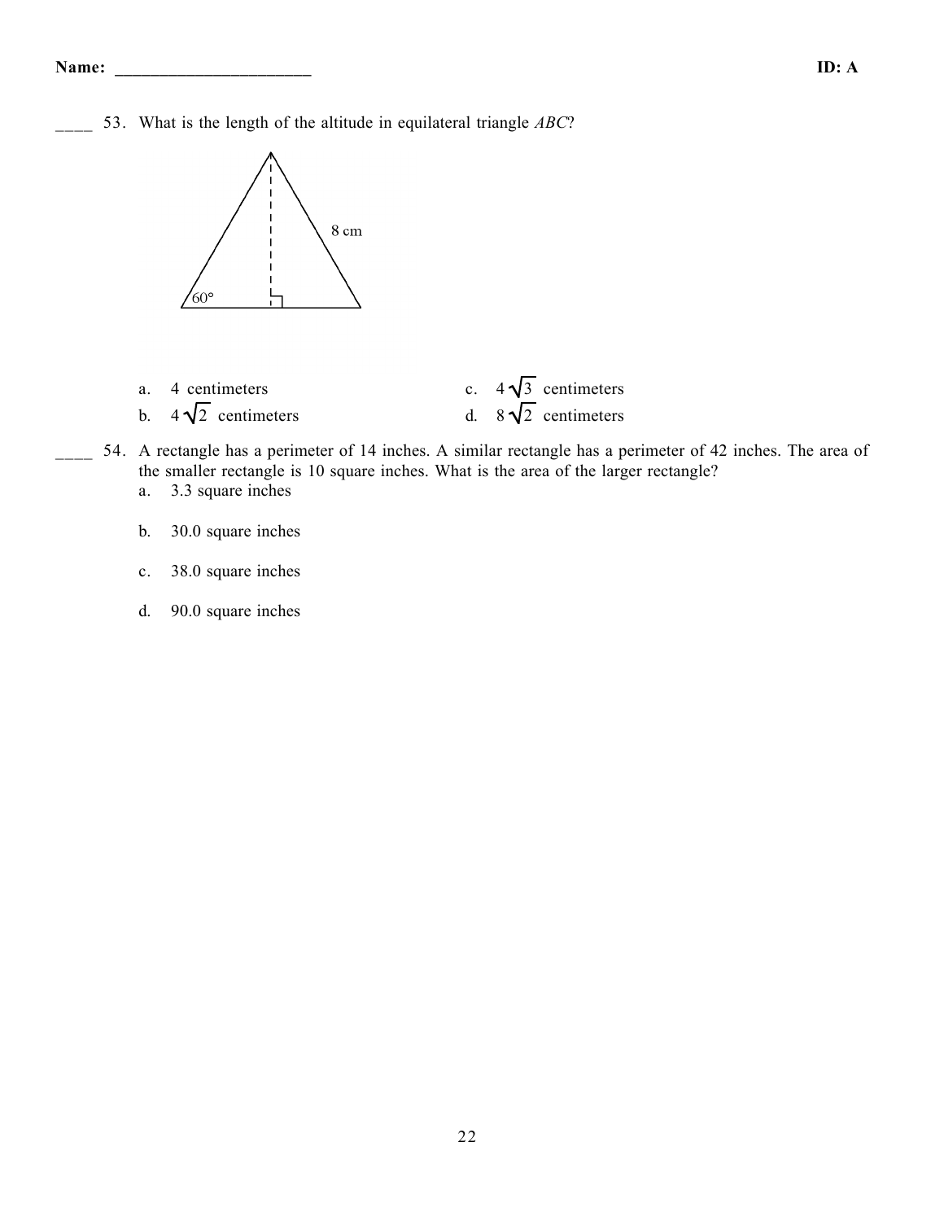Name: ______________________ ID: A

____ 53. What is the length of the altitude in equilateral triangle *ABC*?

8 cm

60°

a. 4 centimeters

b. $4\sqrt{2}$ centimeters

c. $4\sqrt{3}$ centimeters

d. $8\sqrt{2}$ centimeters

____ 54. A rectangle has a perimeter of 14 inches. A similar rectangle has a perimeter of 42 inches. The area of the smaller rectangle is 10 square inches. What is the area of the larger rectangle?

a. 3.3 square inches

b. 30.0 square inches

c. 38.0 square inches

d. 90.0 square inches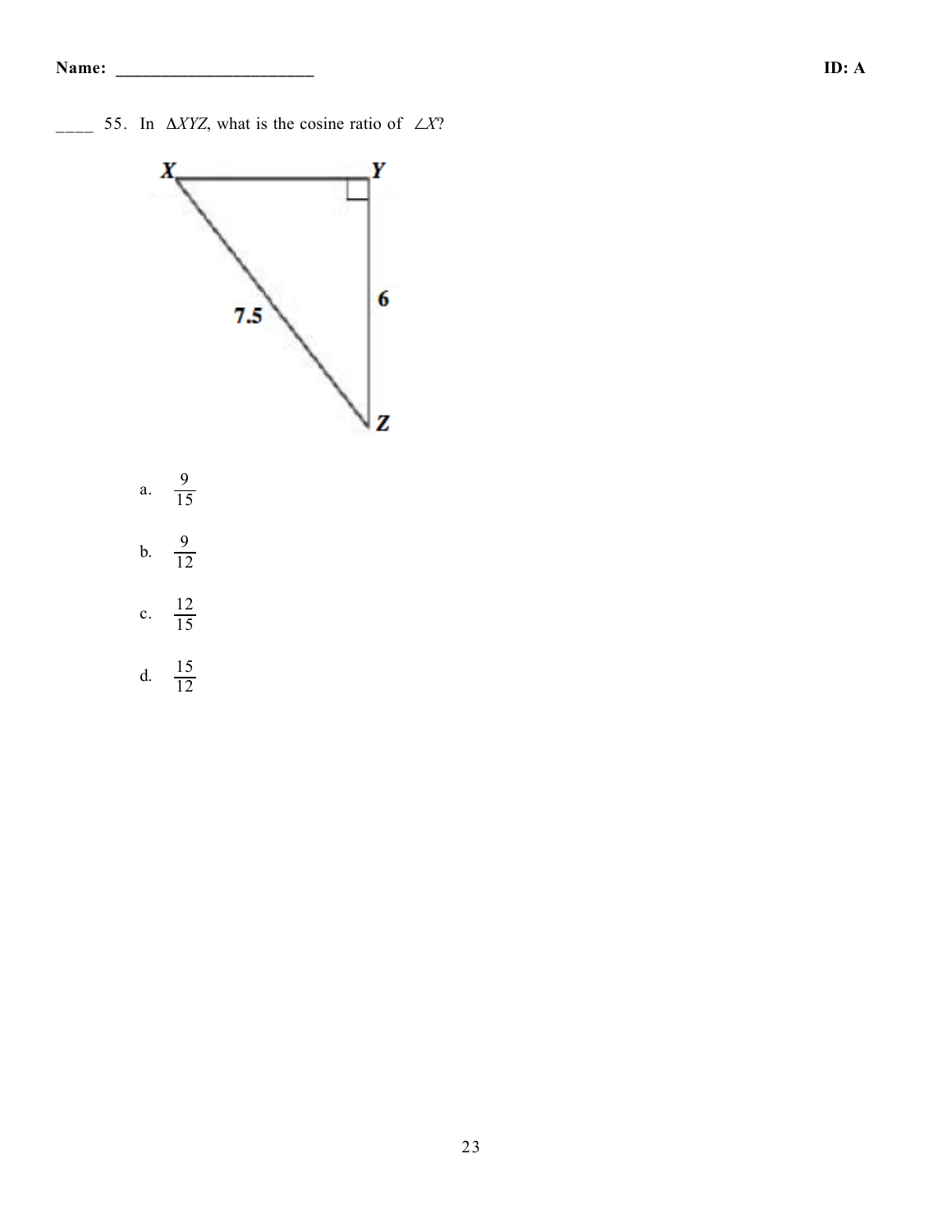____ 55. In $\Delta XYZ$, what is the cosine ratio of $\angle X$?

a. $\frac{9}{15}$

b. $\frac{9}{12}$

c. $\frac{12}{15}$

d. $\frac{15}{12}$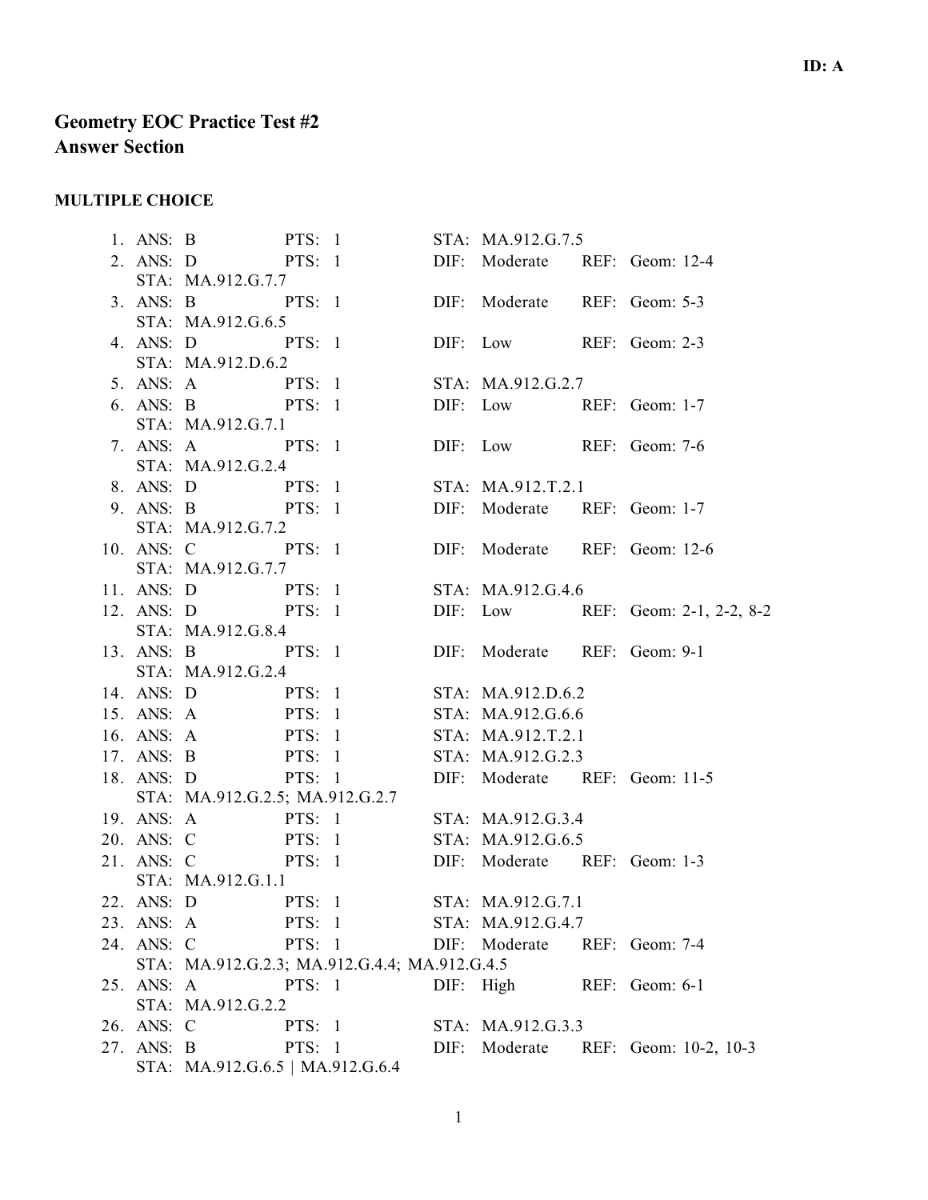ID: A

# Geometry EOC Practice Test #2
## Answer Section

### MULTIPLE CHOICE

1. ANS: B PTS: 1 STA: MA.912.G.7.5
2. ANS: D PTS: 1 DIF: Moderate REF: Geom: 12-4
   STA: MA.912.G.7.7
3. ANS: B PTS: 1 DIF: Moderate REF: Geom: 5-3
   STA: MA.912.G.6.5
4. ANS: D PTS: 1 DIF: Low REF: Geom: 2-3
   STA: MA.912.D.6.2
5. ANS: A PTS: 1 STA: MA.912.G.2.7
6. ANS: B PTS: 1 DIF: Low REF: Geom: 1-7
   STA: MA.912.G.7.1
7. ANS: A PTS: 1 DIF: Low REF: Geom: 7-6
   STA: MA.912.G.2.4
8. ANS: D PTS: 1 STA: MA.912.T.2.1
9. ANS: B PTS: 1 DIF: Moderate REF: Geom: 1-7
   STA: MA.912.G.7.2
10. ANS: C PTS: 1 DIF: Moderate REF: Geom: 12-6
    STA: MA.912.G.7.7
11. ANS: D PTS: 1 STA: MA.912.G.4.6
12. ANS: D PTS: 1 DIF: Low REF: Geom: 2-1, 2-2, 8-2
    STA: MA.912.G.8.4
13. ANS: B PTS: 1 DIF: Moderate REF: Geom: 9-1
    STA: MA.912.G.2.4
14. ANS: D PTS: 1 STA: MA.912.D.6.2
15. ANS: A PTS: 1 STA: MA.912.G.6.6
16. ANS: A PTS: 1 STA: MA.912.T.2.1
17. ANS: B PTS: 1 STA: MA.912.G.2.3
18. ANS: D PTS: 1 DIF: Moderate REF: Geom: 11-5
    STA: MA.912.G.2.5; MA.912.G.2.7
19. ANS: A PTS: 1 STA: MA.912.G.3.4
20. ANS: C PTS: 1 STA: MA.912.G.6.5
21. ANS: C PTS: 1 DIF: Moderate REF: Geom: 1-3
    STA: MA.912.G.1.1
22. ANS: D PTS: 1 STA: MA.912.G.7.1
23. ANS: A PTS: 1 STA: MA.912.G.4.7
24. ANS: C PTS: 1 DIF: Moderate REF: Geom: 7-4
    STA: MA.912.G.2.3; MA.912.G.4.4; MA.912.G.4.5
25. ANS: A PTS: 1 DIF: High REF: Geom: 6-1
    STA: MA.912.G.2.2
26. ANS: C PTS: 1 STA: MA.912.G.3.3
27. ANS: B PTS: 1 DIF: Moderate REF: Geom: 10-2, 10-3
    STA: MA.912.G.6.5 | MA.912.G.6.4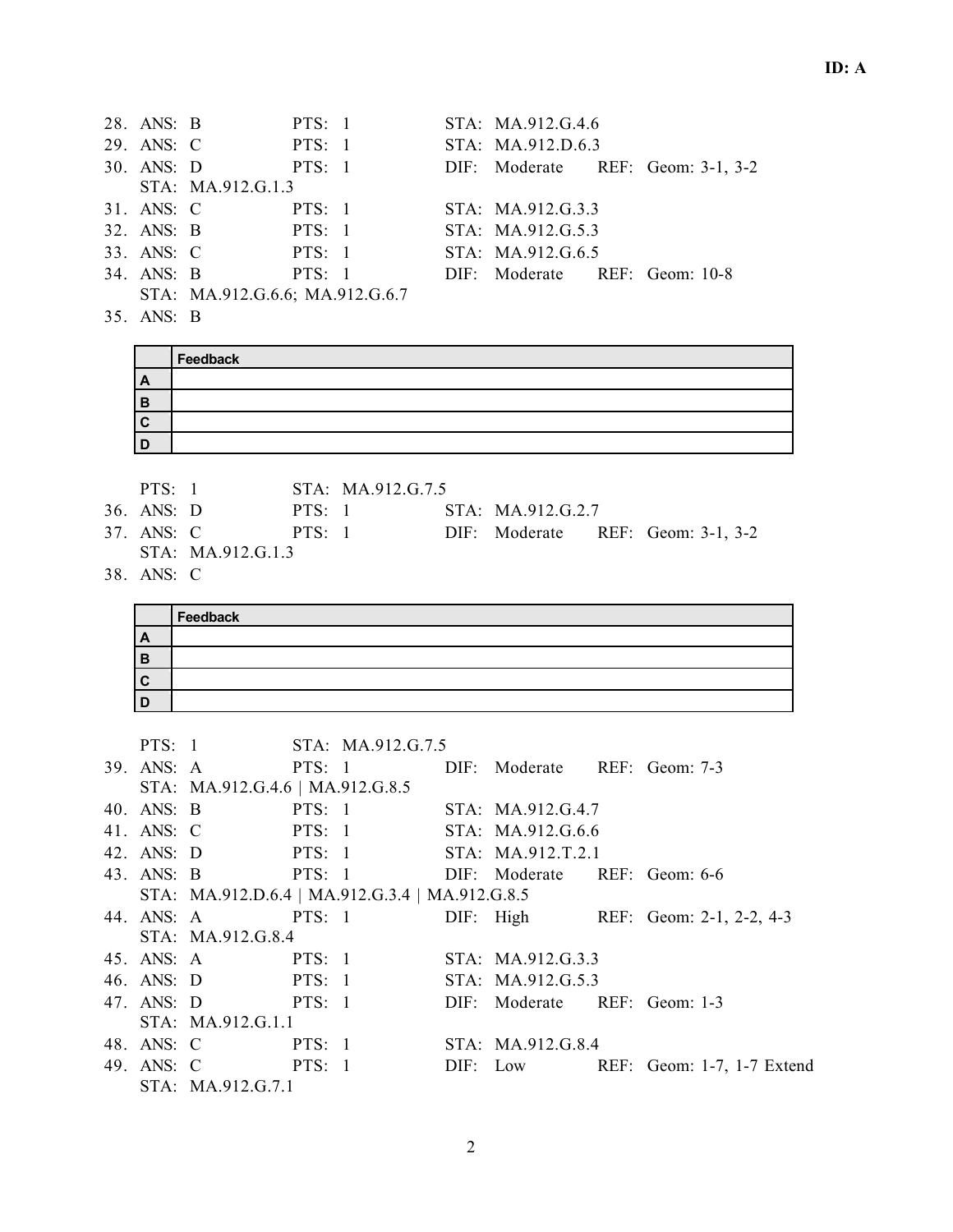**ID: A**

28. ANS: B PTS: 1 STA: MA.912.G.4.6
29. ANS: C PTS: 1 STA: MA.912.D.6.3
30. ANS: D PTS: 1 DIF: Moderate REF: Geom: 3-1, 3-2
    STA: MA.912.G.1.3
31. ANS: C PTS: 1 STA: MA.912.G.3.3
32. ANS: B PTS: 1 STA: MA.912.G.5.3
33. ANS: C PTS: 1 STA: MA.912.G.6.5
34. ANS: B PTS: 1 DIF: Moderate REF: Geom: 10-8
    STA: MA.912.G.6.6; MA.912.G.6.7
35. ANS: B

| | Feedback |
|---|---|
| A | |
| B | |
| C | |
| D | |

    PTS: 1 STA: MA.912.G.7.5
36. ANS: D PTS: 1 STA: MA.912.G.2.7
37. ANS: C PTS: 1 DIF: Moderate REF: Geom: 3-1, 3-2
    STA: MA.912.G.1.3
38. ANS: C

| | Feedback |
|---|---|
| A | |
| B | |
| C | |
| D | |

    PTS: 1 STA: MA.912.G.7.5
39. ANS: A PTS: 1 DIF: Moderate REF: Geom: 7-3
    STA: MA.912.G.4.6 | MA.912.G.8.5
40. ANS: B PTS: 1 STA: MA.912.G.4.7
41. ANS: C PTS: 1 STA: MA.912.G.6.6
42. ANS: D PTS: 1 STA: MA.912.T.2.1
43. ANS: B PTS: 1 DIF: Moderate REF: Geom: 6-6
    STA: MA.912.D.6.4 | MA.912.G.3.4 | MA.912.G.8.5
44. ANS: A PTS: 1 DIF: High REF: Geom: 2-1, 2-2, 4-3
    STA: MA.912.G.8.4
45. ANS: A PTS: 1 STA: MA.912.G.3.3
46. ANS: D PTS: 1 STA: MA.912.G.5.3
47. ANS: D PTS: 1 DIF: Moderate REF: Geom: 1-3
    STA: MA.912.G.1.1
48. ANS: C PTS: 1 STA: MA.912.G.8.4
49. ANS: C PTS: 1 DIF: Low REF: Geom: 1-7, 1-7 Extend
    STA: MA.912.G.7.1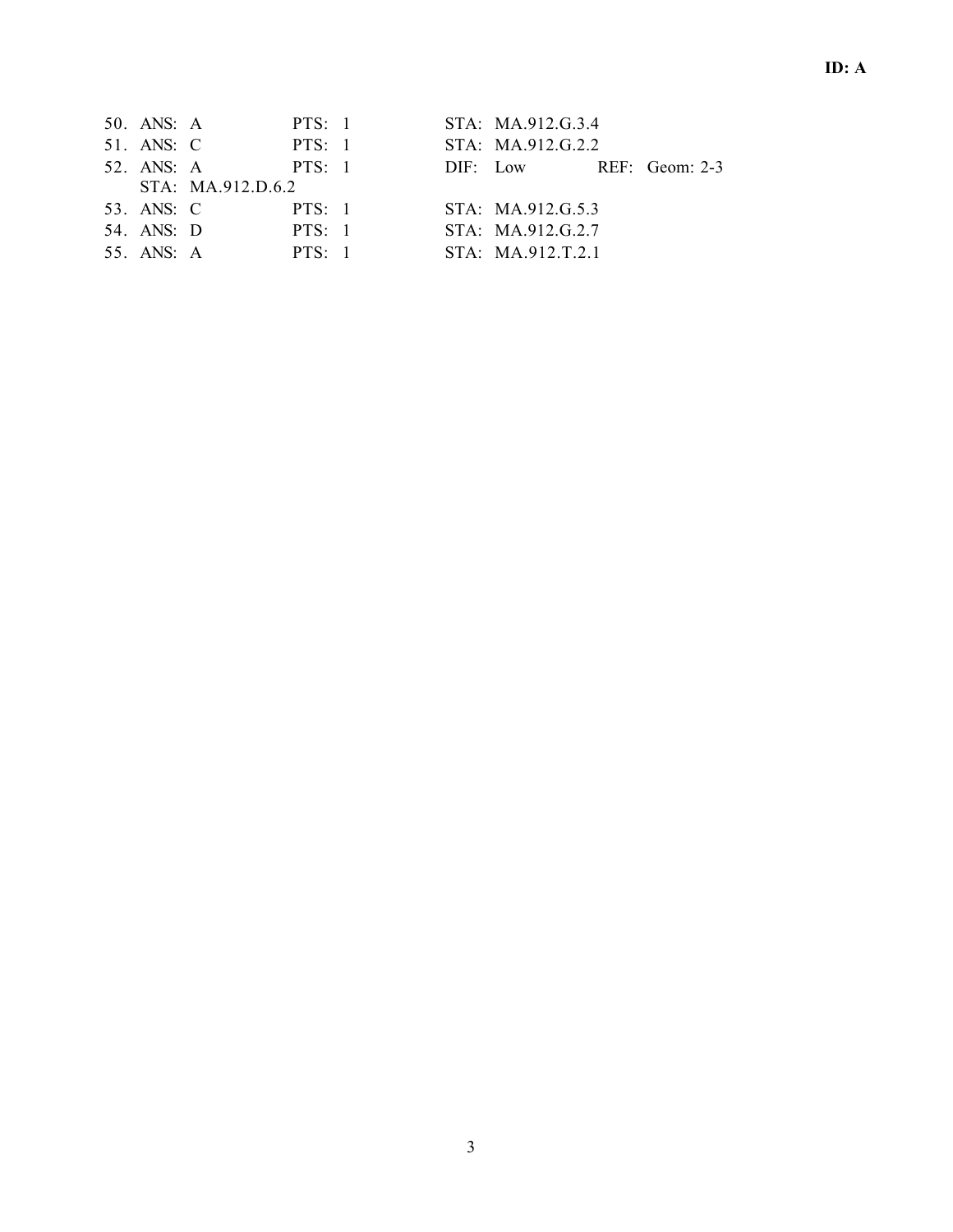**ID: A**

50. ANS: A PTS: 1 STA: MA.912.G.3.4
51. ANS: C PTS: 1 STA: MA.912.G.2.2
52. ANS: A PTS: 1 DIF: Low REF: Geom: 2-3
    STA: MA.912.D.6.2
53. ANS: C PTS: 1 STA: MA.912.G.5.3
54. ANS: D PTS: 1 STA: MA.912.G.2.7
55. ANS: A PTS: 1 STA: MA.912.T.2.1